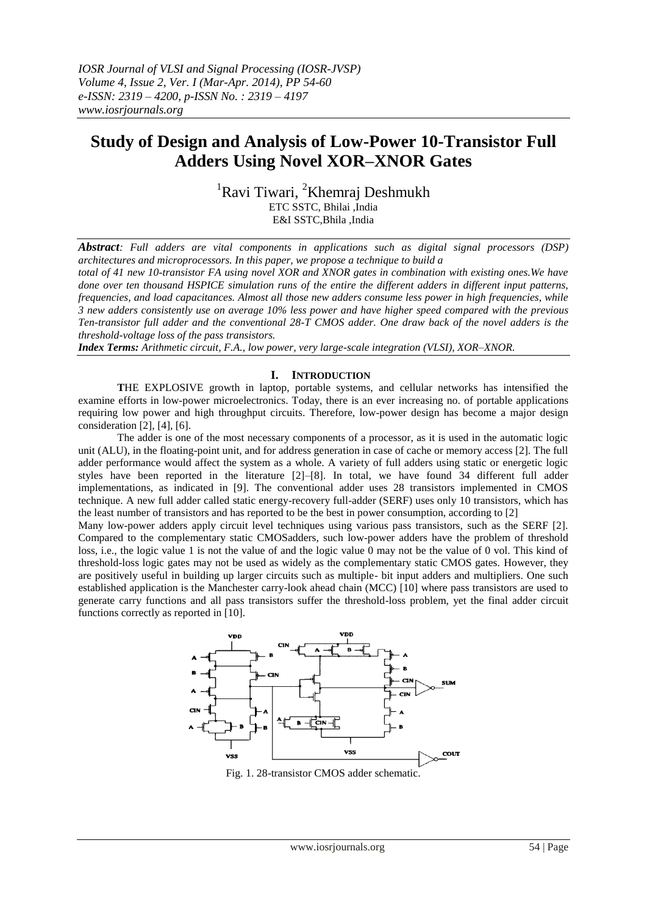# Study of Design and Analysis of Low-Power 10-Transistor Full Adders Using Novel XOR–XNOR Gates

[1]Ravi Tiwari, [2]Khemraj Deshmukh

ETC SSTC, Bhilai ,India

E&I SSTC,Bhila ,India

***Abstract**: Full adders are vital components in applications such as digital signal processors (DSP) architectures and microprocessors. In this paper, we propose a technique to build a total of 41 new 10-transistor FA using novel XOR and XNOR gates in combination with existing ones.We have done over ten thousand HSPICE simulation runs of the entire the different adders in different input patterns, frequencies, and load capacitances. Almost all those new adders consume less power in high frequencies, while 3 new adders consistently use on average 10% less power and have higher speed compared with the previous Ten-transistor full adder and the conventional 28-T CMOS adder. One draw back of the novel adders is the threshold-voltage loss of the pass transistors.*

***Index Terms:** Arithmetic circuit, F.A., low power, very large-scale integration (VLSI), XOR–XNOR.*

## I. INTRODUCTION

**T**HE EXPLOSIVE growth in laptop, portable systems, and cellular networks has intensified the examine efforts in low-power microelectronics. Today, there is an ever increasing no. of portable applications requiring low power and high throughput circuits. Therefore, low-power design has become a major design consideration [2], [4], [6].

The adder is one of the most necessary components of a processor, as it is used in the automatic logic unit (ALU), in the floating-point unit, and for address generation in case of cache or memory access [2]. The full adder performance would affect the system as a whole. A variety of full adders using static or energetic logic styles have been reported in the literature [2]–[8]. In total, we have found 34 different full adder implementations, as indicated in [9]. The conventional adder uses 28 transistors implemented in CMOS technique. A new full adder called static energy-recovery full-adder (SERF) uses only 10 transistors, which has the least number of transistors and has reported to be the best in power consumption, according to [2]

Many low-power adders apply circuit level techniques using various pass transistors, such as the SERF [2]. Compared to the complementary static CMOSadders, such low-power adders have the problem of threshold loss, i.e., the logic value 1 is not the value of and the logic value 0 may not be the value of 0 vol. This kind of threshold-loss logic gates may not be used as widely as the complementary static CMOS gates. However, they are positively useful in building up larger circuits such as multiple- bit input adders and multipliers. One such established application is the Manchester carry-look ahead chain (MCC) [10] where pass transistors are used to generate carry functions and all pass transistors suffer the threshold-loss problem, yet the final adder circuit functions correctly as reported in [10].

Fig. 1. 28-transistor CMOS adder schematic.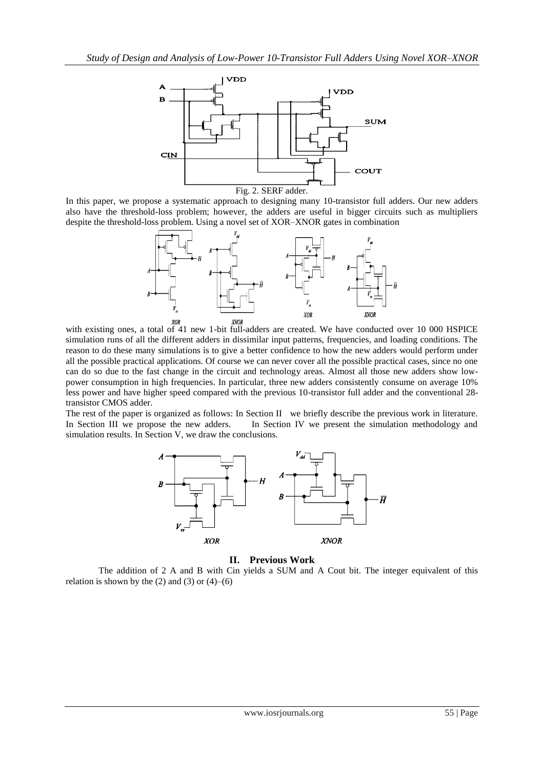Fig. 2. SERF adder.

In this paper, we propose a systematic approach to designing many 10-transistor full adders. Our new adders also have the threshold-loss problem; however, the adders are useful in bigger circuits such as multipliers despite the threshold-loss problem. Using a novel set of XOR–XNOR gates in combination with existing ones, a total of 41 new 1-bit full-adders are created. We have conducted over 10 000 HSPICE simulation runs of all the different adders in dissimilar input patterns, frequencies, and loading conditions. The reason to do these many simulations is to give a better confidence to how the new adders would perform under all the possible practical applications. Of course we can never cover all the possible practical cases, since no one can do so due to the fast change in the circuit and technology areas. Almost all those new adders show low-power consumption in high frequencies. In particular, three new adders consistently consume on average 10% less power and have higher speed compared with the previous 10-transistor full adder and the conventional 28-transistor CMOS adder.

The rest of the paper is organized as follows: In Section II we briefly describe the previous work in literature. In Section III we propose the new adders. In Section IV we present the simulation methodology and simulation results. In Section V, we draw the conclusions.

## II. Previous Work

The addition of 2 A and B with Cin yields a SUM and A Cout bit. The integer equivalent of this relation is shown by the (2) and (3) or (4)–(6)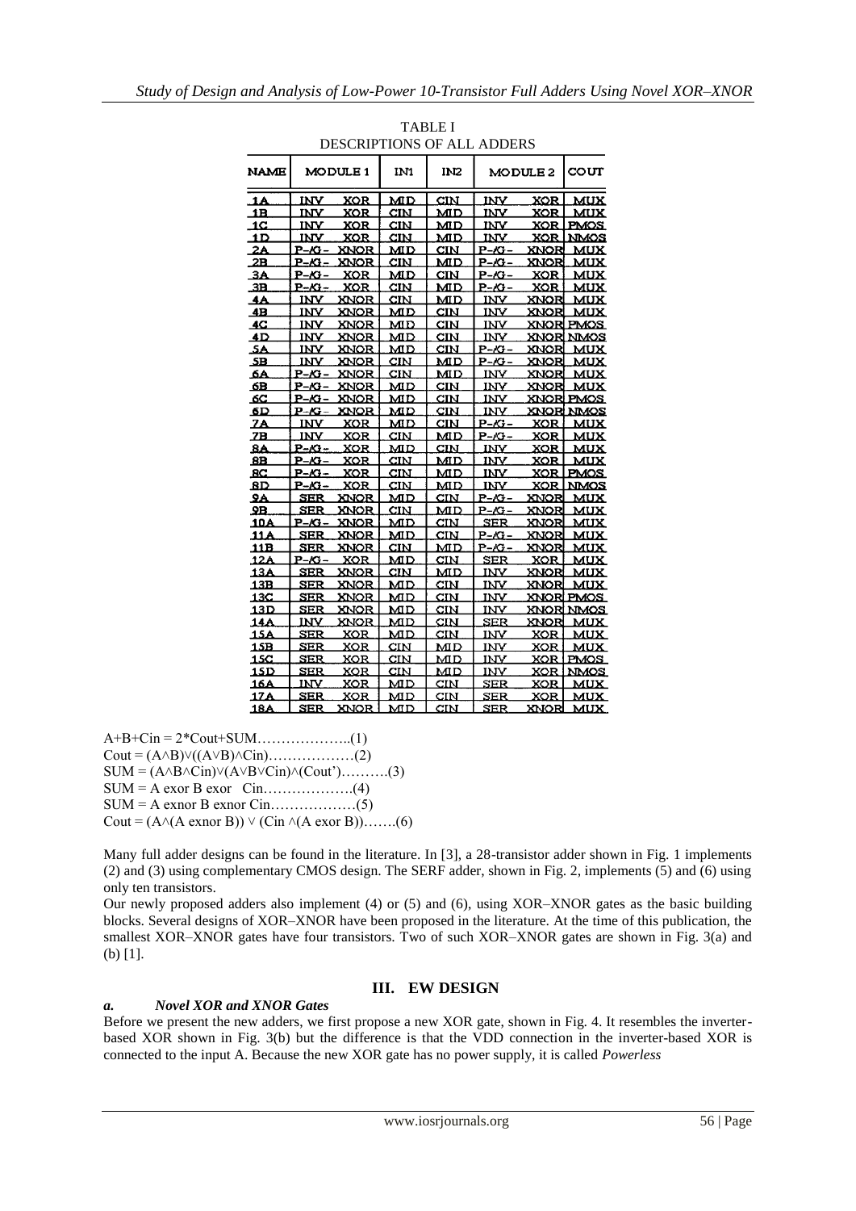TABLE I
DESCRIPTIONS OF ALL ADDERS

| NAME | MODULE 1 | | IN1 | IN2 | MODULE 2 | | COUT |
|---|---|---|---|---|---|---|---|
| 1A | INV | XOR | MID | CIN | INV | XOR | MUX |
| 1B | INV | XOR | CIN | MID | INV | XOR | MUX |
| 1C | INV | XOR | CIN | MID | INV | XOR | PMOS |
| 1D | INV | XOR | CIN | MID | INV | XOR | NMOS |
| 2A | P-/G- | XNOR | MID | CIN | P-/G- | XNOR | MUX |
| 2B | P-/G- | XNOR | CIN | MID | P-/G- | XNOR | MUX |
| 3A | P-/G- | XOR | MID | CIN | P-/G- | XOR | MUX |
| 3B | P-/G- | XOR | CIN | MID | P-/G- | XOR | MUX |
| 4A | INV | XNOR | CIN | MID | INV | XNOR | MUX |
| 4B | INV | XNOR | MID | CIN | INV | XNOR | MUX |
| 4C | INV | XNOR | MID | CIN | INV | XNOR | PMOS |
| 4D | INV | XNOR | MID | CIN | INV | XNOR | NMOS |
| 5A | INV | XNOR | MID | CIN | P-/G- | XNOR | MUX |
| 5B | INV | XNOR | CIN | MID | P-/G- | XNOR | MUX |
| 6A | P-/G- | XNOR | CIN | MID | INV | XNOR | MUX |
| 6B | P-/G- | XNOR | MID | CIN | INV | XNOR | MUX |
| 6C | P-/G- | XNOR | MID | CIN | INV | XNOR | PMOS |
| 6D | P-/G- | XNOR | MID | CIN | INV | XNOR | NMOS |
| 7A | INV | XOR | MID | CIN | P-/G- | XOR | MUX |
| 7B | INV | XOR | CIN | MID | P-/G- | XOR | MUX |
| 8A | P-/G- | XOR | MID | CIN | INV | XOR | MUX |
| 8B | P-/G- | XOR | CIN | MID | INV | XOR | MUX |
| 8C | P-/G- | XOR | CIN | MID | INV | XOR | PMOS |
| 8D | P-/G- | XOR | CIN | MID | INV | XOR | NMOS |
| 9A | SER | XNOR | MID | CIN | P-/G- | XNOR | MUX |
| 9B | SER | XNOR | CIN | MID | P-/G- | XNOR | MUX |
| 10A | P-/G- | XNOR | MID | CIN | SER | XNOR | MUX |
| 11A | SER | XNOR | MID | CIN | P-/G- | XNOR | MUX |
| 11B | SER | XNOR | CIN | MID | P-/G- | XNOR | MUX |
| 12A | P-/G- | XOR | MID | CIN | SER | XOR | MUX |
| 13A | SER | XNOR | CIN | MID | INV | XNOR | MUX |
| 13B | SER | XNOR | MID | CIN | INV | XNOR | MUX |
| 13C | SER | XNOR | MID | CIN | INV | XNOR | PMOS |
| 13D | SER | XNOR | MID | CIN | INV | XNOR | NMOS |
| 14A | INV | XNOR | MID | CIN | SER | XNOR | MUX |
| 15A | SER | XOR | MID | CIN | INV | XOR | MUX |
| 15B | SER | XOR | CIN | MID | INV | XOR | MUX |
| 15C | SER | XOR | CIN | MID | INV | XOR | PMOS |
| 15D | SER | XOR | CIN | MID | INV | XOR | NMOS |
| 16A | INV | XOR | MID | CIN | SER | XOR | MUX |
| 17A | SER | XOR | MID | CIN | SER | XOR | MUX |
| 18A | SER | XNOR | MID | CIN | SER | XNOR | MUX |

$A+B+Cin = 2*Cout+SUM$………………..(1)

$Cout = (A\wedge B)\vee((A\vee B)\wedge Cin)$……………….(2)

$SUM = (A\wedge B\wedge Cin)\vee(A\vee B\vee Cin)\wedge(Cout')$……….(3)

$SUM = A \text{ exor } B \text{ exor } Cin$……………….(4)

$SUM = A \text{ exnor } B \text{ exnor } Cin$………………(5)

$Cout = (A\wedge(A \text{ exnor } B)) \vee (Cin \wedge(A \text{ exor } B))$…….(6)

Many full adder designs can be found in the literature. In [3], a 28-transistor adder shown in Fig. 1 implements (2) and (3) using complementary CMOS design. The SERF adder, shown in Fig. 2, implements (5) and (6) using only ten transistors.

Our newly proposed adders also implement (4) or (5) and (6), using XOR–XNOR gates as the basic building blocks. Several designs of XOR–XNOR have been proposed in the literature. At the time of this publication, the smallest XOR–XNOR gates have four transistors. Two of such XOR–XNOR gates are shown in Fig. 3(a) and (b) [1].

## III. EW DESIGN

### *a. Novel XOR and XNOR Gates*

Before we present the new adders, we first propose a new XOR gate, shown in Fig. 4. It resembles the inverter-based XOR shown in Fig. 3(b) but the difference is that the VDD connection in the inverter-based XOR is connected to the input A. Because the new XOR gate has no power supply, it is called *Powerless*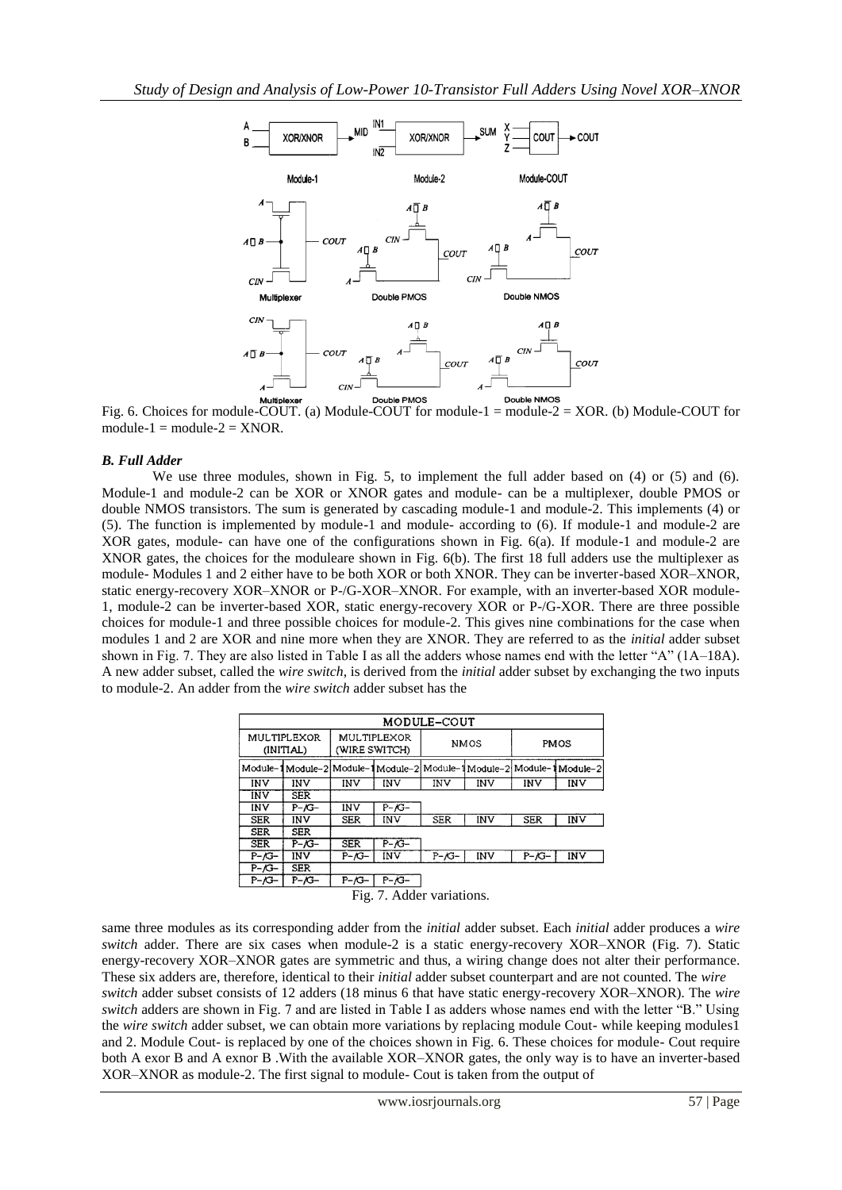Fig. 6. Choices for module-COUT. (a) Module-COUT for module-1 = module-2 = XOR. (b) Module-COUT for module-1 = module-2 = XNOR.

### *B. Full Adder*

We use three modules, shown in Fig. 5, to implement the full adder based on (4) or (5) and (6). Module-1 and module-2 can be XOR or XNOR gates and module- can be a multiplexer, double PMOS or double NMOS transistors. The sum is generated by cascading module-1 and module-2. This implements (4) or (5). The function is implemented by module-1 and module- according to (6). If module-1 and module-2 are XOR gates, module- can have one of the configurations shown in Fig. 6(a). If module-1 and module-2 are XNOR gates, the choices for the moduleare shown in Fig. 6(b). The first 18 full adders use the multiplexer as module- Modules 1 and 2 either have to be both XOR or both XNOR. They can be inverter-based XOR–XNOR, static energy-recovery XOR–XNOR or P-/G-XOR–XNOR. For example, with an inverter-based XOR module-1, module-2 can be inverter-based XOR, static energy-recovery XOR or P-/G-XOR. There are three possible choices for module-1 and three possible choices for module-2. This gives nine combinations for the case when modules 1 and 2 are XOR and nine more when they are XNOR. They are referred to as the *initial* adder subset shown in Fig. 7. They are also listed in Table I as all the adders whose names end with the letter "A" (1A–18A). A new adder subset, called the *wire switch*, is derived from the *initial* adder subset by exchanging the two inputs to module-2. An adder from the *wire switch* adder subset has the

| MODULE–COUT | | | | | | | |
|---|---|---|---|---|---|---|---|
| MULTIPLEXOR (INITIAL) | | MULTIPLEXOR (WIRE SWITCH) | | NMOS | | PMOS | |
| Module-1 | Module-2 | Module-1 | Module-2 | Module-1 | Module-2 | Module-1 | Module-2 |
| INV | INV | INV | INV | INV | INV | INV | INV |
| INV | SER | | | | | | |
| INV | P-/G- | INV | P-/G- | | | | |
| SER | INV | SER | INV | SER | INV | SER | INV |
| SER | SER | | | | | | |
| SER | P-/G- | SER | P-/G- | | | | |
| P-/G- | INV | P-/G- | INV | P-/G- | INV | P-/G- | INV |
| P-/G- | SER | | | | | | |
| P-/G- | P-/G- | P-/G- | P-/G- | | | | |

Fig. 7. Adder variations.

same three modules as its corresponding adder from the *initial* adder subset. Each *initial* adder produces a *wire switch* adder. There are six cases when module-2 is a static energy-recovery XOR–XNOR (Fig. 7). Static energy-recovery XOR–XNOR gates are symmetric and thus, a wiring change does not alter their performance. These six adders are, therefore, identical to their *initial* adder subset counterpart and are not counted. The *wire switch* adder subset consists of 12 adders (18 minus 6 that have static energy-recovery XOR–XNOR). The *wire switch* adders are shown in Fig. 7 and are listed in Table I as adders whose names end with the letter "B." Using the *wire switch* adder subset, we can obtain more variations by replacing module Cout- while keeping modules1 and 2. Module Cout- is replaced by one of the choices shown in Fig. 6. These choices for module- Cout require both A exor B and A exnor B .With the available XOR–XNOR gates, the only way is to have an inverter-based XOR–XNOR as module-2. The first signal to module- Cout is taken from the output of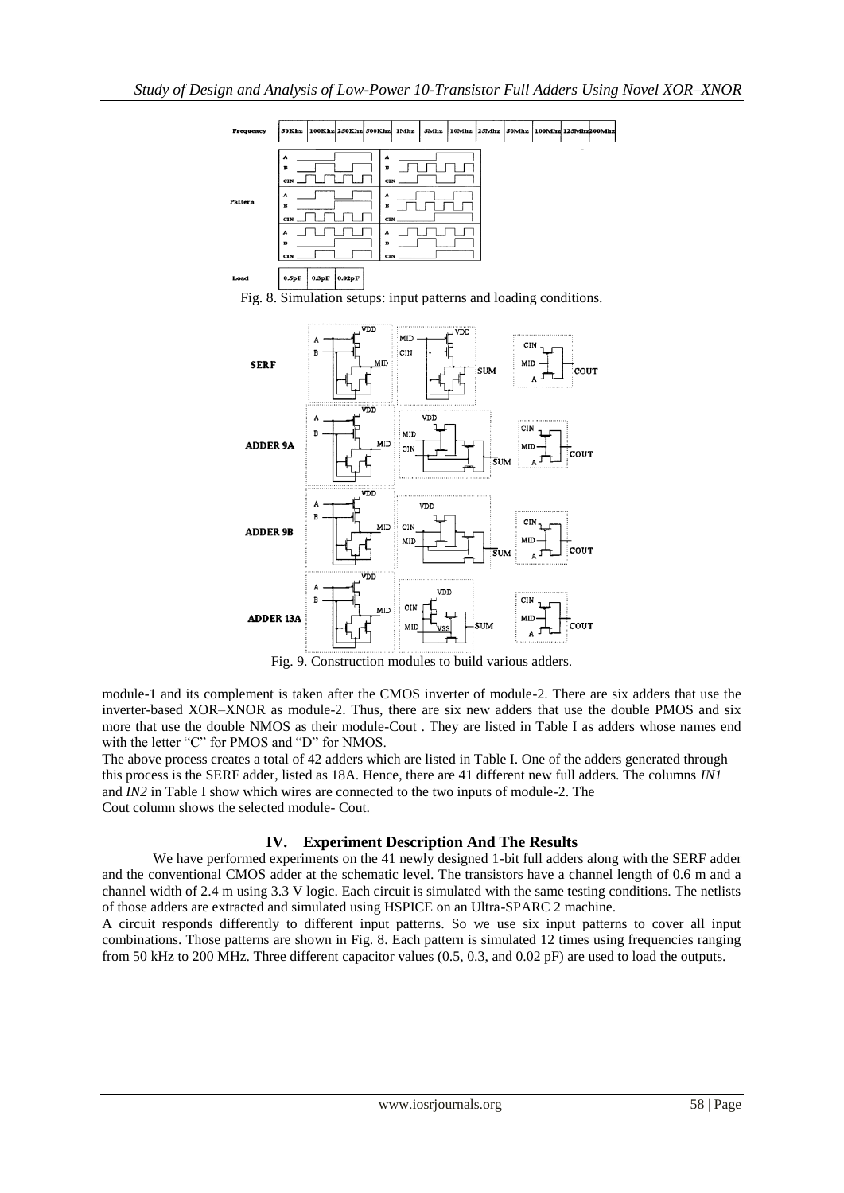Fig. 8. Simulation setups: input patterns and loading conditions.

Fig. 9. Construction modules to build various adders.

module-1 and its complement is taken after the CMOS inverter of module-2. There are six adders that use the inverter-based XOR–XNOR as module-2. Thus, there are six new adders that use the double PMOS and six more that use the double NMOS as their module-Cout . They are listed in Table I as adders whose names end with the letter "C" for PMOS and "D" for NMOS.

The above process creates a total of 42 adders which are listed in Table I. One of the adders generated through this process is the SERF adder, listed as 18A. Hence, there are 41 different new full adders. The columns *IN1* and *IN2* in Table I show which wires are connected to the two inputs of module-2. The Cout column shows the selected module- Cout.

## IV. Experiment Description And The Results

We have performed experiments on the 41 newly designed 1-bit full adders along with the SERF adder and the conventional CMOS adder at the schematic level. The transistors have a channel length of 0.6 m and a channel width of 2.4 m using 3.3 V logic. Each circuit is simulated with the same testing conditions. The netlists of those adders are extracted and simulated using HSPICE on an Ultra-SPARC 2 machine.

A circuit responds differently to different input patterns. So we use six input patterns to cover all input combinations. Those patterns are shown in Fig. 8. Each pattern is simulated 12 times using frequencies ranging from 50 kHz to 200 MHz. Three different capacitor values (0.5, 0.3, and 0.02 pF) are used to load the outputs.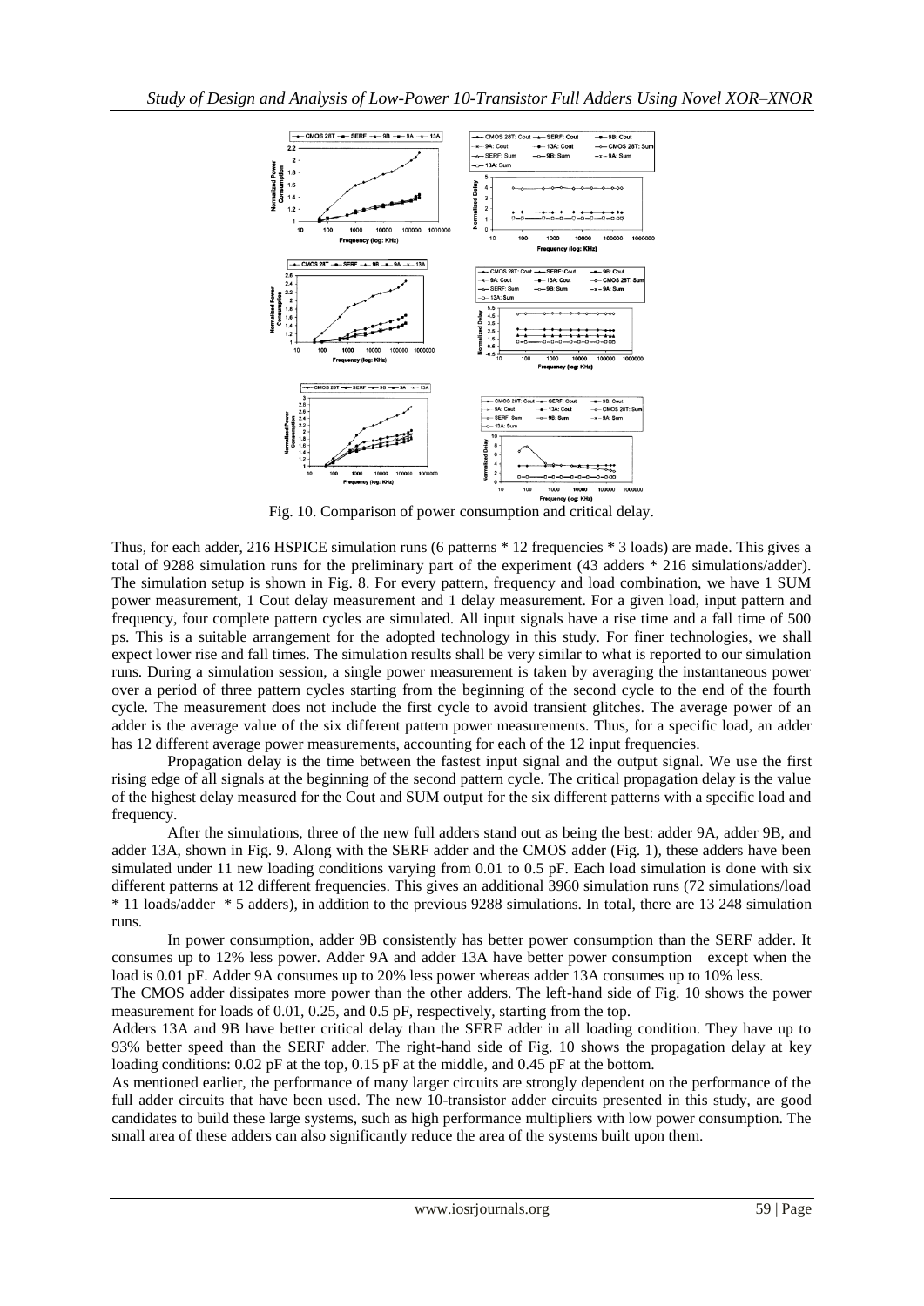Fig. 10. Comparison of power consumption and critical delay.

Thus, for each adder, 216 HSPICE simulation runs (6 patterns * 12 frequencies * 3 loads) are made. This gives a total of 9288 simulation runs for the preliminary part of the experiment (43 adders * 216 simulations/adder). The simulation setup is shown in Fig. 8. For every pattern, frequency and load combination, we have 1 SUM power measurement, 1 Cout delay measurement and 1 delay measurement. For a given load, input pattern and frequency, four complete pattern cycles are simulated. All input signals have a rise time and a fall time of 500 ps. This is a suitable arrangement for the adopted technology in this study. For finer technologies, we shall expect lower rise and fall times. The simulation results shall be very similar to what is reported to our simulation runs. During a simulation session, a single power measurement is taken by averaging the instantaneous power over a period of three pattern cycles starting from the beginning of the second cycle to the end of the fourth cycle. The measurement does not include the first cycle to avoid transient glitches. The average power of an adder is the average value of the six different pattern power measurements. Thus, for a specific load, an adder has 12 different average power measurements, accounting for each of the 12 input frequencies.

Propagation delay is the time between the fastest input signal and the output signal. We use the first rising edge of all signals at the beginning of the second pattern cycle. The critical propagation delay is the value of the highest delay measured for the Cout and SUM output for the six different patterns with a specific load and frequency.

After the simulations, three of the new full adders stand out as being the best: adder 9A, adder 9B, and adder 13A, shown in Fig. 9. Along with the SERF adder and the CMOS adder (Fig. 1), these adders have been simulated under 11 new loading conditions varying from 0.01 to 0.5 pF. Each load simulation is done with six different patterns at 12 different frequencies. This gives an additional 3960 simulation runs (72 simulations/load * 11 loads/adder * 5 adders), in addition to the previous 9288 simulations. In total, there are 13 248 simulation runs.

In power consumption, adder 9B consistently has better power consumption than the SERF adder. It consumes up to 12% less power. Adder 9A and adder 13A have better power consumption except when the load is 0.01 pF. Adder 9A consumes up to 20% less power whereas adder 13A consumes up to 10% less.

The CMOS adder dissipates more power than the other adders. The left-hand side of Fig. 10 shows the power measurement for loads of 0.01, 0.25, and 0.5 pF, respectively, starting from the top.

Adders 13A and 9B have better critical delay than the SERF adder in all loading condition. They have up to 93% better speed than the SERF adder. The right-hand side of Fig. 10 shows the propagation delay at key loading conditions: 0.02 pF at the top, 0.15 pF at the middle, and 0.45 pF at the bottom.

As mentioned earlier, the performance of many larger circuits are strongly dependent on the performance of the full adder circuits that have been used. The new 10-transistor adder circuits presented in this study, are good candidates to build these large systems, such as high performance multipliers with low power consumption. The small area of these adders can also significantly reduce the area of the systems built upon them.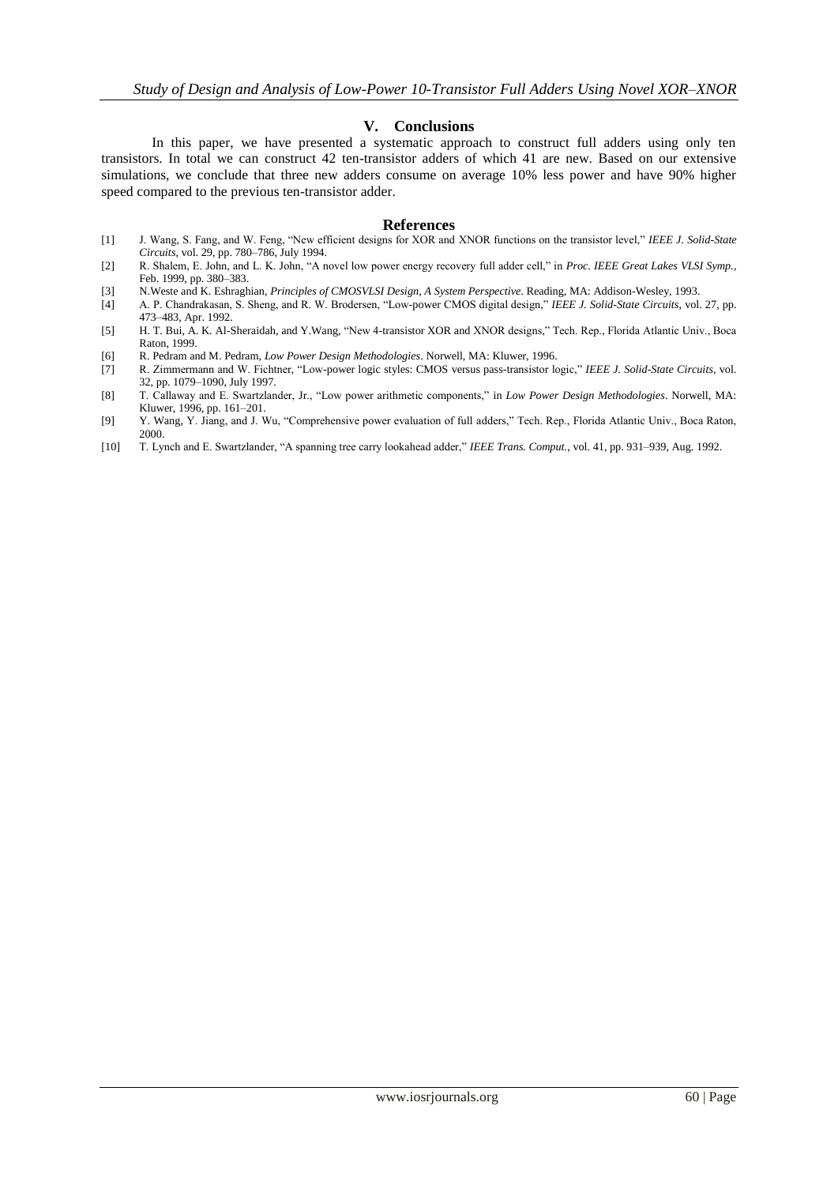## V. Conclusions

In this paper, we have presented a systematic approach to construct full adders using only ten transistors. In total we can construct 42 ten-transistor adders of which 41 are new. Based on our extensive simulations, we conclude that three new adders consume on average 10% less power and have 90% higher speed compared to the previous ten-transistor adder.

## References

[1] J. Wang, S. Fang, and W. Feng, "New efficient designs for XOR and XNOR functions on the transistor level," *IEEE J. Solid-State Circuits*, vol. 29, pp. 780–786, July 1994.

[2] R. Shalem, E. John, and L. K. John, "A novel low power energy recovery full adder cell," in *Proc. IEEE Great Lakes VLSI Symp.*, Feb. 1999, pp. 380–383.

[3] N.Weste and K. Eshraghian, *Principles of CMOSVLSI Design, A System Perspective*. Reading, MA: Addison-Wesley, 1993.

[4] A. P. Chandrakasan, S. Sheng, and R. W. Brodersen, "Low-power CMOS digital design," *IEEE J. Solid-State Circuits*, vol. 27, pp. 473–483, Apr. 1992.

[5] H. T. Bui, A. K. Al-Sheraidah, and Y.Wang, "New 4-transistor XOR and XNOR designs," Tech. Rep., Florida Atlantic Univ., Boca Raton, 1999.

[6] R. Pedram and M. Pedram, *Low Power Design Methodologies*. Norwell, MA: Kluwer, 1996.

[7] R. Zimmermann and W. Fichtner, "Low-power logic styles: CMOS versus pass-transistor logic," *IEEE J. Solid-State Circuits*, vol. 32, pp. 1079–1090, July 1997.

[8] T. Callaway and E. Swartzlander, Jr., "Low power arithmetic components," in *Low Power Design Methodologies*. Norwell, MA: Kluwer, 1996, pp. 161–201.

[9] Y. Wang, Y. Jiang, and J. Wu, "Comprehensive power evaluation of full adders," Tech. Rep., Florida Atlantic Univ., Boca Raton, 2000.

[10] T. Lynch and E. Swartzlander, "A spanning tree carry lookahead adder," *IEEE Trans. Comput.*, vol. 41, pp. 931–939, Aug. 1992.